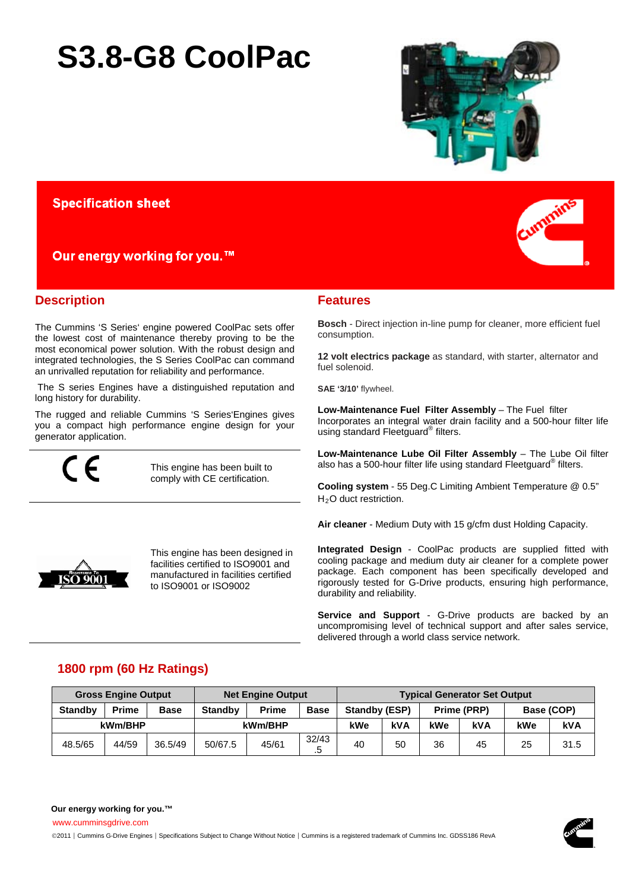# S3.8-G8 CoolPac

**Specification sheet**

**Our energy working for you.™**

## Description

The Cummins 'S Series' engine powered CoolPac sets offer the lowest cost of maintenance thereby proving to be the most economical power solution. With the robust design and integrated technologies, the S Series CoolPac can command an unrivalled reputation for reliability and performance.

The S series Engines have a distinguished reputation and long history for durability.

The rugged and reliable Cummins 'S Series'Engines gives you a compact high performance engine design for your generator application.

This engine has been built to comply with CE certification.

This engine has been designed in facilities certified to ISO9001 and manufactured in facilities certified to ISO9001 or ISO9002

## Features

**Bosch** - Direct injection in-line pump for cleaner, more efficient fuel consumption.

**12 volt electrics package** as standard, with starter, alternator and fuel solenoid.

**SAE '3/10'** flywheel.

**Low-Maintenance Fuel Filter Assembly** – The Fuel filter Incorporates an integral water drain facility and a 500-hour filter life using standard Fleetguard® filters.

**Low-Maintenance Lube Oil Filter Assembly** – The Lube Oil filter also has a 500-hour filter life using standard Fleetguard® filters.

**Cooling system** - 55 Deg.C Limiting Ambient Temperature @ 0.5" $H_2O$ duct restriction.

**Air cleaner** - Medium Duty with 15 g/cfm dust Holding Capacity.

**Integrated Design** - CoolPac products are supplied fitted with cooling package and medium duty air cleaner for a complete power package. Each component has been specifically developed and rigorously tested for G-Drive products, ensuring high performance, durability and reliability.

**Service and Support** - G-Drive products are backed by an uncompromising level of technical support and after sales service, delivered through a world class service network.

## 1800 rpm (60 Hz Ratings)

| Gross Engine Output | | | Net Engine Output | | | Typical Generator Set Output | | | | | |
|---|---|---|---|---|---|---|---|---|---|---|---|
| Standby | Prime | Base | Standby | Prime | Base | Standby (ESP) | | Prime (PRP) | | Base (COP) | |
| kWm/BHP | | | kWm/BHP | | | kWe | kVA | kWe | kVA | kWe | kVA |
| 48.5/65 | 44/59 | 36.5/49 | 50/67.5 | 45/61 | 32/43.5 | 40 | 50 | 36 | 45 | 25 | 31.5 |

**Our energy working for you.™**

www.cumminsgdrive.com

©2011 | Cummins G-Drive Engines | Specifications Subject to Change Without Notice | Cummins is a registered trademark of Cummins Inc. GDSS186 RevA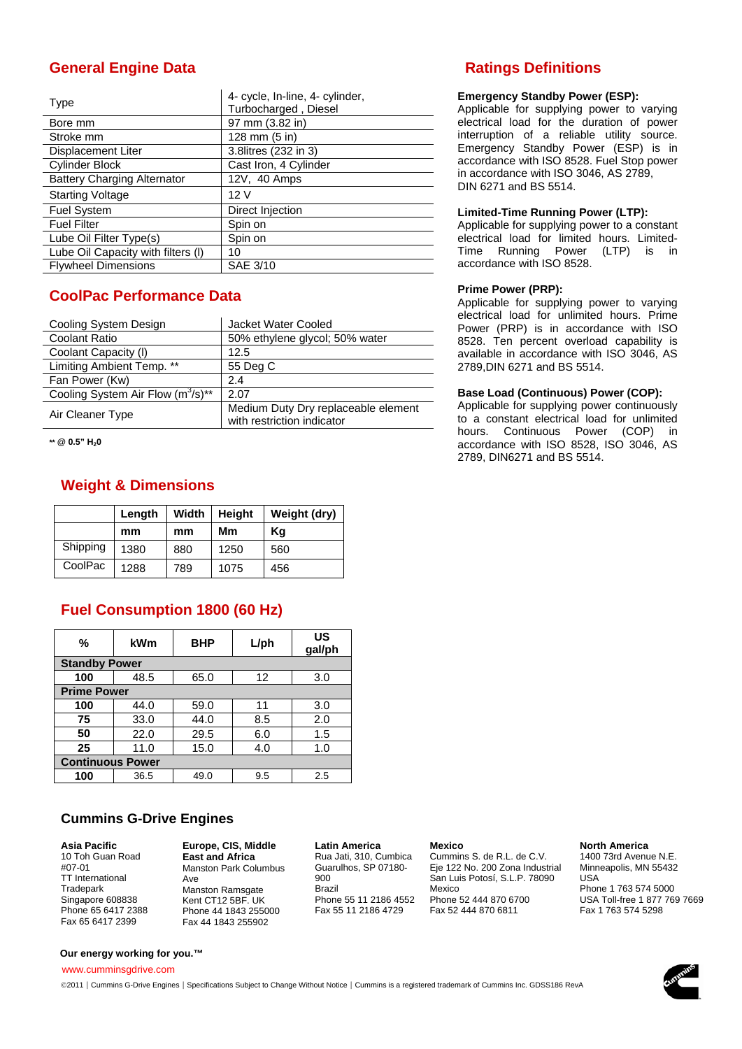## General Engine Data

| | |
|---|---|
| Type | 4- cycle, In-line, 4- cylinder, Turbocharged , Diesel |
| Bore mm | 97 mm (3.82 in) |
| Stroke mm | 128 mm (5 in) |
| Displacement Liter | 3.8litres (232 in 3) |
| Cylinder Block | Cast Iron, 4 Cylinder |
| Battery Charging Alternator | 12V, 40 Amps |
| Starting Voltage | 12 V |
| Fuel System | Direct Injection |
| Fuel Filter | Spin on |
| Lube Oil Filter Type(s) | Spin on |
| Lube Oil Capacity with filters (l) | 10 |
| Flywheel Dimensions | SAE 3/10 |

## CoolPac Performance Data

| | |
|---|---|
| Cooling System Design | Jacket Water Cooled |
| Coolant Ratio | 50% ethylene glycol; 50% water |
| Coolant Capacity (l) | 12.5 |
| Limiting Ambient Temp. ** | 55 Deg C |
| Fan Power (Kw) | 2.4 |
| Cooling System Air Flow ($m^3$/s)** | 2.07 |
| Air Cleaner Type | Medium Duty Dry replaceable element with restriction indicator |

** @ 0.5" $H_2$0

## Weight & Dimensions

| | Length | Width | Height | Weight (dry) |
|---|---|---|---|---|
| | mm | mm | Mm | Kg |
| Shipping | 1380 | 880 | 1250 | 560 |
| CoolPac | 1288 | 789 | 1075 | 456 |

## Fuel Consumption 1800 (60 Hz)

| % | kWm | BHP | L/ph | US gal/ph |
|---|---|---|---|---|
| **Standby Power** | | | | |
| 100 | 48.5 | 65.0 | 12 | 3.0 |
| **Prime Power** | | | | |
| 100 | 44.0 | 59.0 | 11 | 3.0 |
| 75 | 33.0 | 44.0 | 8.5 | 2.0 |
| 50 | 22.0 | 29.5 | 6.0 | 1.5 |
| 25 | 11.0 | 15.0 | 4.0 | 1.0 |
| **Continuous Power** | | | | |
| 100 | 36.5 | 49.0 | 9.5 | 2.5 |

## Ratings Definitions

**Emergency Standby Power (ESP):**
Applicable for supplying power to varying electrical load for the duration of power interruption of a reliable utility source. Emergency Standby Power (ESP) is in accordance with ISO 8528. Fuel Stop power in accordance with ISO 3046, AS 2789, DIN 6271 and BS 5514.

**Limited-Time Running Power (LTP):**
Applicable for supplying power to a constant electrical load for limited hours. Limited-Time Running Power (LTP) is in accordance with ISO 8528.

**Prime Power (PRP):**
Applicable for supplying power to varying electrical load for unlimited hours. Prime Power (PRP) is in accordance with ISO 8528. Ten percent overload capability is available in accordance with ISO 3046, AS 2789,DIN 6271 and BS 5514.

**Base Load (Continuous) Power (COP):**
Applicable for supplying power continuously to a constant electrical load for unlimited hours. Continuous Power (COP) in accordance with ISO 8528, ISO 3046, AS 2789, DIN6271 and BS 5514.

## Cummins G-Drive Engines

**Asia Pacific**
10 Toh Guan Road
#07-01
TT International
Tradepark
Singapore 608838
Phone 65 6417 2388
Fax 65 6417 2399

**Europe, CIS, Middle East and Africa**
Manston Park Columbus Ave
Manston Ramsgate
Kent CT12 5BF. UK
Phone 44 1843 255000
Fax 44 1843 255902

**Latin America**
Rua Jati, 310, Cumbica
Guarulhos, SP 07180-900
Brazil
Phone 55 11 2186 4552
Fax 55 11 2186 4729

**Mexico**
Cummins S. de R.L. de C.V.
Eje 122 No. 200 Zona Industrial
San Luis Potosí, S.L.P. 78090
Mexico
Phone 52 444 870 6700
Fax 52 444 870 6811

**North America**
1400 73rd Avenue N.E.
Minneapolis, MN 55432
USA
Phone 1 763 574 5000
USA Toll-free 1 877 769 7669
Fax 1 763 574 5298

**Our energy working for you.™**

www.cumminsgdrive.com

©2011 | Cummins G-Drive Engines | Specifications Subject to Change Without Notice | Cummins is a registered trademark of Cummins Inc. GDSS186 RevA